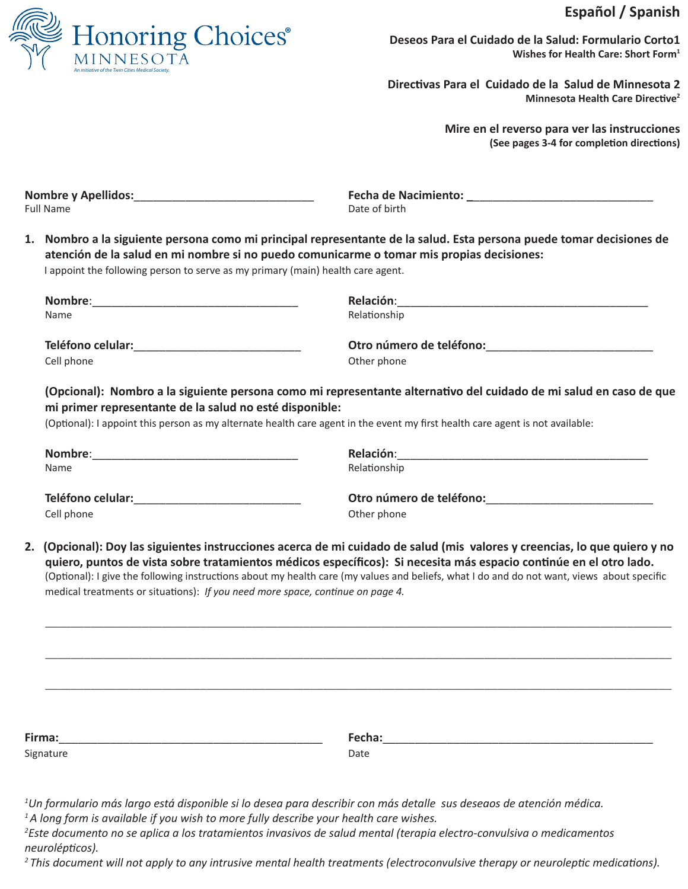Honoring Choices®
MINNESOTA
*An initiative of the Twin Cities Medical Society.*

**Español / Spanish**

**Deseos Para el Cuidado de la Salud: Formulario Corto1**
**Wishes for Health Care: Short Form[1]**

**Directivas Para el Cuidado de la Salud de Minnesota 2**
**Minnesota Health Care Directive[2]**

**Mire en el reverso para ver las instrucciones**
**(See pages 3-4 for completion directions)**

**Nombre y Apellidos:**_____________________________ **Fecha de Nacimiento:** _____________________________
Full Name Date of birth

1. **Nombro a la siguiente persona como mi principal representante de la salud. Esta persona puede tomar decisiones de atención de la salud en mi nombre si no puedo comunicarme o tomar mis propias decisiones:**
   I appoint the following person to serve as my primary (main) health care agent.

   **Nombre**:_________________________________ **Relación**:________________________________________
   Name Relationship

   **Teléfono celular:**___________________________ **Otro número de teléfono:**__________________________
   Cell phone Other phone

   **(Opcional): Nombro a la siguiente persona como mi representante alternativo del cuidado de mi salud en caso de que mi primer representante de la salud no esté disponible:**
   (Optional): I appoint this person as my alternate health care agent in the event my first health care agent is not available:

   **Nombre**:_________________________________ **Relación**:________________________________________
   Name Relationship

   **Teléfono celular:**___________________________ **Otro número de teléfono:**__________________________
   Cell phone Other phone

2. **(Opcional): Doy las siguientes instrucciones acerca de mi cuidado de salud (mis valores y creencias, lo que quiero y no quiero, puntos de vista sobre tratamientos médicos específicos): Si necesita más espacio continúe en el otro lado.**
   (Optional): I give the following instructions about my health care (my values and beliefs, what I do and do not want, views about specific medical treatments or situations): *If you need more space, continue on page 4.*

   ____________________________________________________________________________________________

   ____________________________________________________________________________________________

   ____________________________________________________________________________________________

**Firma:**___________________________________________ **Fecha:**___________________________________________
Signature Date

*[1]Un formulario más largo está disponible si lo desea para describir con más detalle sus deseaos de atención médica.*
*[1] A long form is available if you wish to more fully describe your health care wishes.*
*[2]Este documento no se aplica a los tratamientos invasivos de salud mental (terapia electro-convulsiva o medicamentos neurolépticos).*
*[2] This document will not apply to any intrusive mental health treatments (electroconvulsive therapy or neuroleptic medications).*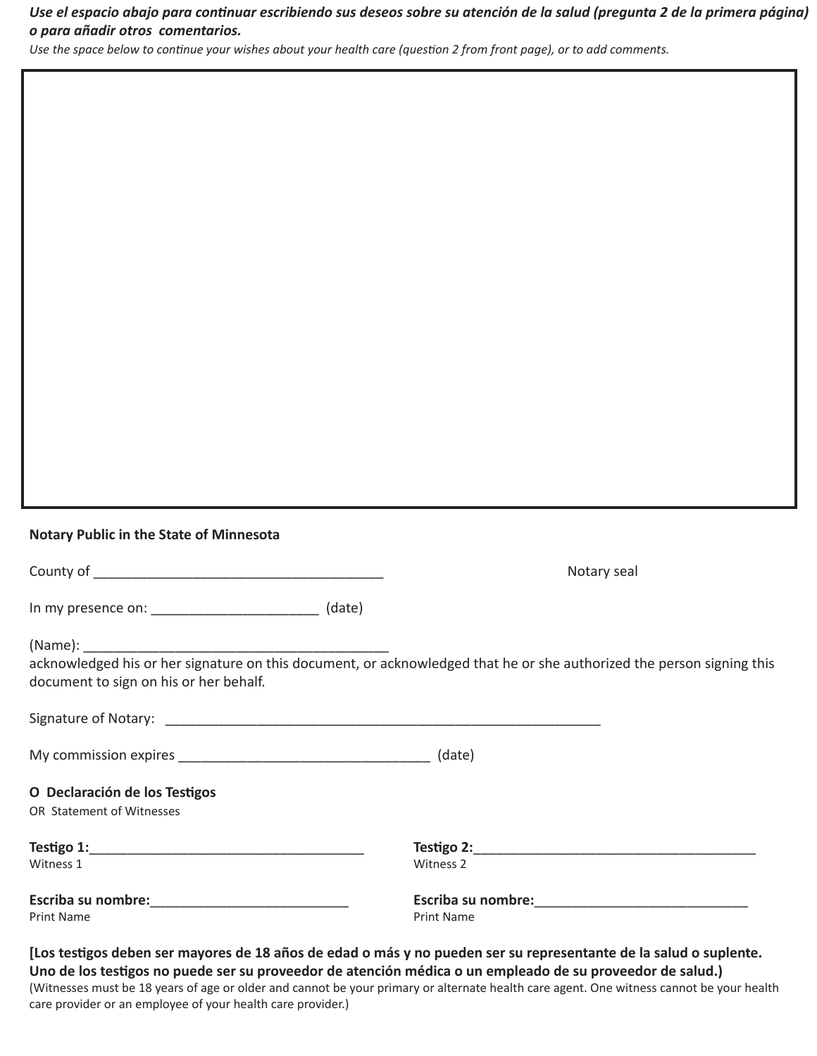***Use el espacio abajo para continuar escribiendo sus deseos sobre su atención de la salud (pregunta 2 de la primera página) o para añadir otros comentarios.***

*Use the space below to continue your wishes about your health care (question 2 from front page), or to add comments.*

**Notary Public in the State of Minnesota**

County of ______________________________________ Notary seal

In my presence on: ______________________ (date)

(Name): ________________________________________
acknowledged his or her signature on this document, or acknowledged that he or she authorized the person signing this document to sign on his or her behalf.

Signature of Notary: __________________________________________________________

My commission expires _________________________________ (date)

**O Declaración de los Testigos**
OR Statement of Witnesses

**Testigo 1:**____________________________________
Witness 1

**Escriba su nombre:**__________________________
Print Name

**Testigo 2:**____________________________________
Witness 2

**Escriba su nombre:**____________________________
Print Name

**[Los testigos deben ser mayores de 18 años de edad o más y no pueden ser su representante de la salud o suplente. Uno de los testigos no puede ser su proveedor de atención médica o un empleado de su proveedor de salud.)**
(Witnesses must be 18 years of age or older and cannot be your primary or alternate health care agent. One witness cannot be your health care provider or an employee of your health care provider.)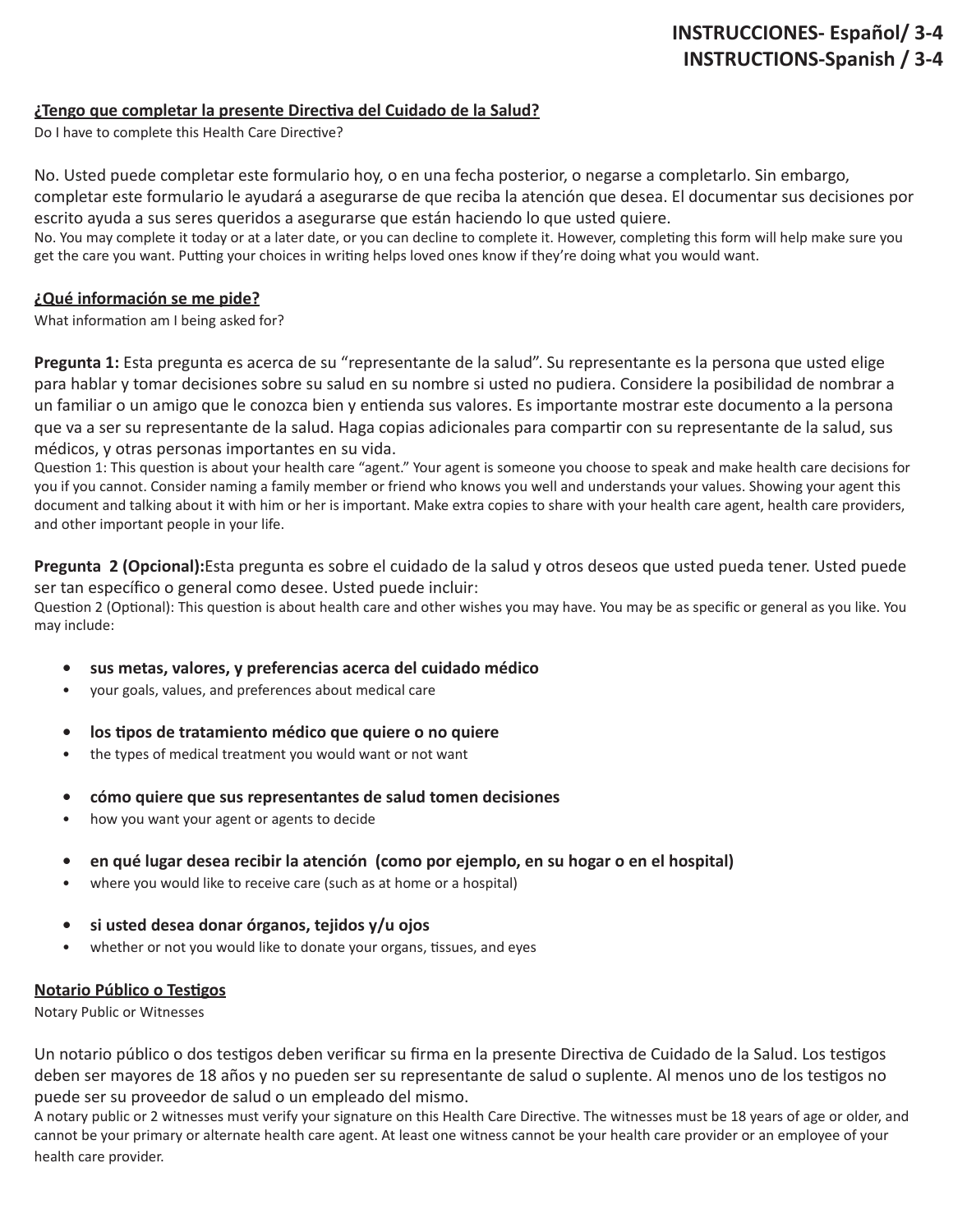**INSTRUCCIONES- Español/ 3-4**
**INSTRUCTIONS-Spanish / 3-4**

## ¿Tengo que completar la presente Directiva del Cuidado de la Salud?

Do I have to complete this Health Care Directive?

No. Usted puede completar este formulario hoy, o en una fecha posterior, o negarse a completarlo. Sin embargo, completar este formulario le ayudará a asegurarse de que reciba la atención que desea. El documentar sus decisiones por escrito ayuda a sus seres queridos a asegurarse que están haciendo lo que usted quiere.

No. You may complete it today or at a later date, or you can decline to complete it. However, completing this form will help make sure you get the care you want. Putting your choices in writing helps loved ones know if they're doing what you would want.

## ¿Qué información se me pide?

What information am I being asked for?

**Pregunta 1:** Esta pregunta es acerca de su "representante de la salud". Su representante es la persona que usted elige para hablar y tomar decisiones sobre su salud en su nombre si usted no pudiera. Considere la posibilidad de nombrar a un familiar o un amigo que le conozca bien y entienda sus valores. Es importante mostrar este documento a la persona que va a ser su representante de la salud. Haga copias adicionales para compartir con su representante de la salud, sus médicos, y otras personas importantes en su vida.

Question 1: This question is about your health care "agent." Your agent is someone you choose to speak and make health care decisions for you if you cannot. Consider naming a family member or friend who knows you well and understands your values. Showing your agent this document and talking about it with him or her is important. Make extra copies to share with your health care agent, health care providers, and other important people in your life.

**Pregunta 2 (Opcional):** Esta pregunta es sobre el cuidado de la salud y otros deseos que usted pueda tener. Usted puede ser tan específico o general como desee. Usted puede incluir:

Question 2 (Optional): This question is about health care and other wishes you may have. You may be as specific or general as you like. You may include:

- **sus metas, valores, y preferencias acerca del cuidado médico**
- your goals, values, and preferences about medical care
- **los tipos de tratamiento médico que quiere o no quiere**
- the types of medical treatment you would want or not want
- **cómo quiere que sus representantes de salud tomen decisiones**
- how you want your agent or agents to decide
- **en qué lugar desea recibir la atención (como por ejemplo, en su hogar o en el hospital)**
- where you would like to receive care (such as at home or a hospital)
- **si usted desea donar órganos, tejidos y/u ojos**
- whether or not you would like to donate your organs, tissues, and eyes

## Notario Público o Testigos

Notary Public or Witnesses

Un notario público o dos testigos deben verificar su firma en la presente Directiva de Cuidado de la Salud. Los testigos deben ser mayores de 18 años y no pueden ser su representante de salud o suplente. Al menos uno de los testigos no puede ser su proveedor de salud o un empleado del mismo.

A notary public or 2 witnesses must verify your signature on this Health Care Directive. The witnesses must be 18 years of age or older, and cannot be your primary or alternate health care agent. At least one witness cannot be your health care provider or an employee of your health care provider.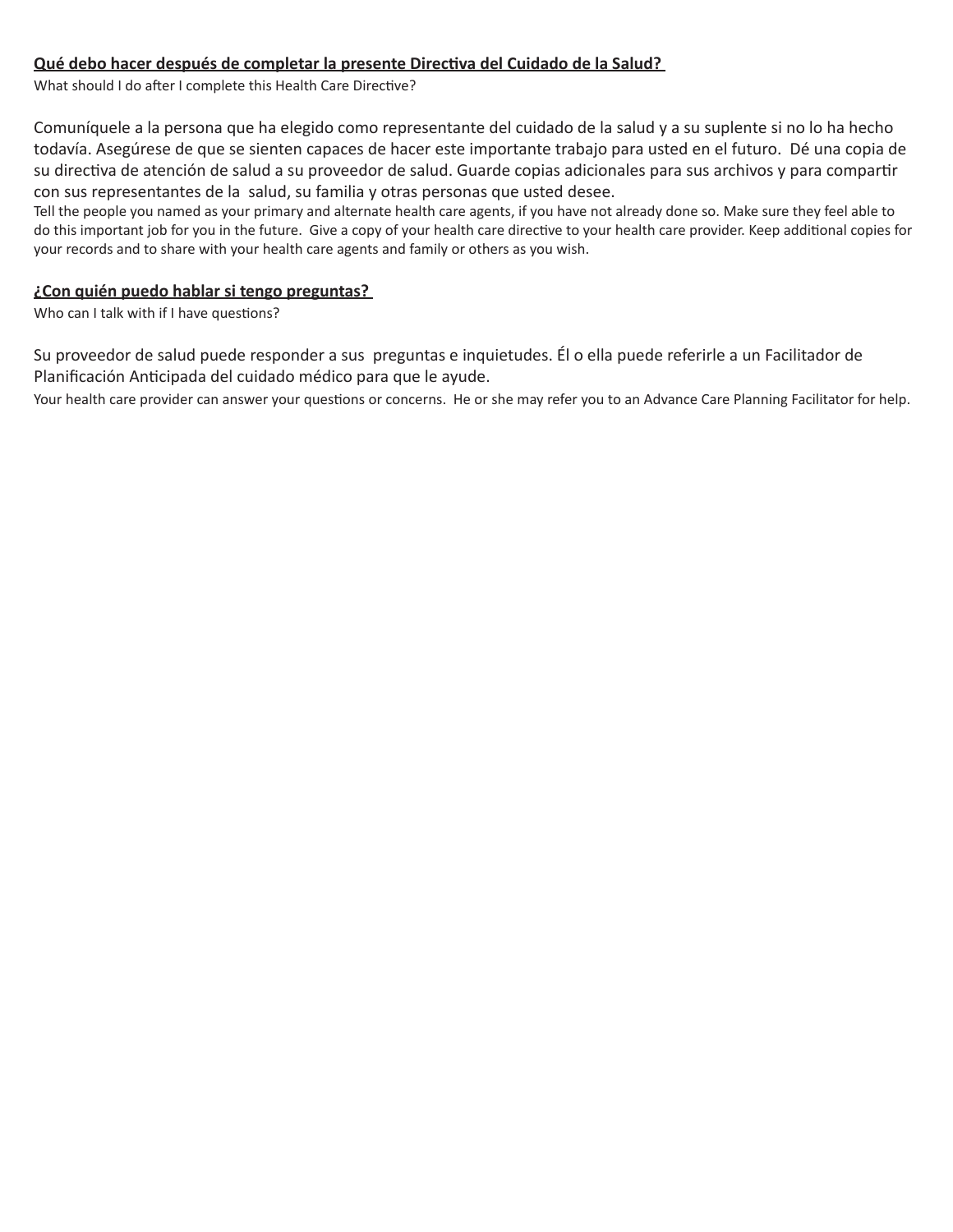**Qué debo hacer después de completar la presente Directiva del Cuidado de la Salud?**

What should I do after I complete this Health Care Directive?

Comuníquele a la persona que ha elegido como representante del cuidado de la salud y a su suplente si no lo ha hecho todavía. Asegúrese de que se sienten capaces de hacer este importante trabajo para usted en el futuro. Dé una copia de su directiva de atención de salud a su proveedor de salud. Guarde copias adicionales para sus archivos y para compartir con sus representantes de la salud, su familia y otras personas que usted desee.

Tell the people you named as your primary and alternate health care agents, if you have not already done so. Make sure they feel able to do this important job for you in the future. Give a copy of your health care directive to your health care provider. Keep additional copies for your records and to share with your health care agents and family or others as you wish.

**¿Con quién puedo hablar si tengo preguntas?**

Who can I talk with if I have questions?

Su proveedor de salud puede responder a sus preguntas e inquietudes. Él o ella puede referirle a un Facilitador de Planificación Anticipada del cuidado médico para que le ayude.

Your health care provider can answer your questions or concerns. He or she may refer you to an Advance Care Planning Facilitator for help.